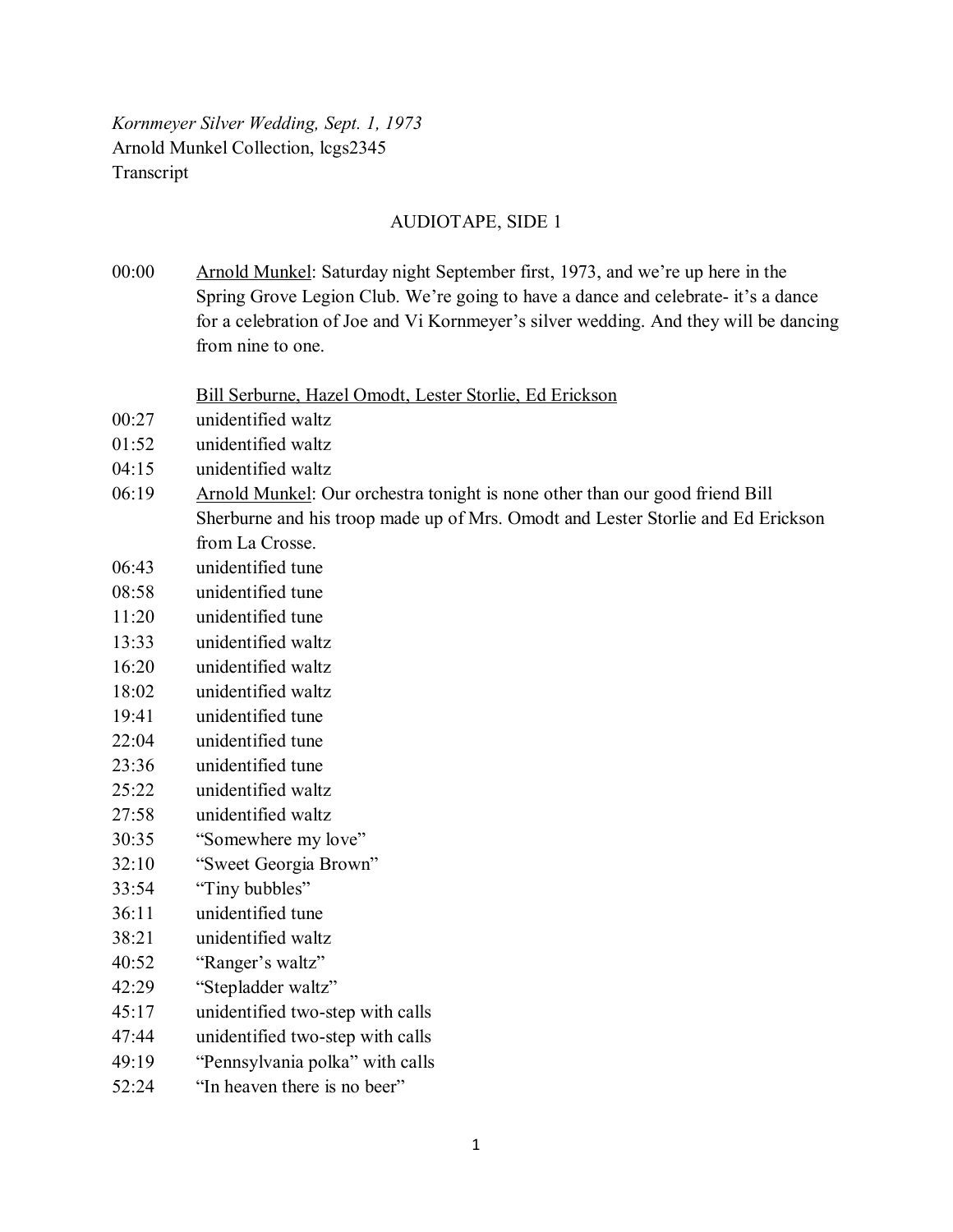*Kornmeyer Silver Wedding, Sept. 1, 1973*
Arnold Munkel Collection, lcgs2345
Transcript

AUDIOTAPE, SIDE 1

00:00 Arnold Munkel: Saturday night September first, 1973, and we're up here in the Spring Grove Legion Club. We're going to have a dance and celebrate- it's a dance for a celebration of Joe and Vi Kornmeyer's silver wedding. And they will be dancing from nine to one.

Bill Serburne, Hazel Omodt, Lester Storlie, Ed Erickson

00:27 unidentified waltz
01:52 unidentified waltz
04:15 unidentified waltz
06:19 Arnold Munkel: Our orchestra tonight is none other than our good friend Bill Sherburne and his troop made up of Mrs. Omodt and Lester Storlie and Ed Erickson from La Crosse.
06:43 unidentified tune
08:58 unidentified tune
11:20 unidentified tune
13:33 unidentified waltz
16:20 unidentified waltz
18:02 unidentified waltz
19:41 unidentified tune
22:04 unidentified tune
23:36 unidentified tune
25:22 unidentified waltz
27:58 unidentified waltz
30:35 "Somewhere my love"
32:10 "Sweet Georgia Brown"
33:54 "Tiny bubbles"
36:11 unidentified tune
38:21 unidentified waltz
40:52 "Ranger's waltz"
42:29 "Stepladder waltz"
45:17 unidentified two-step with calls
47:44 unidentified two-step with calls
49:19 "Pennsylvania polka" with calls
52:24 "In heaven there is no beer"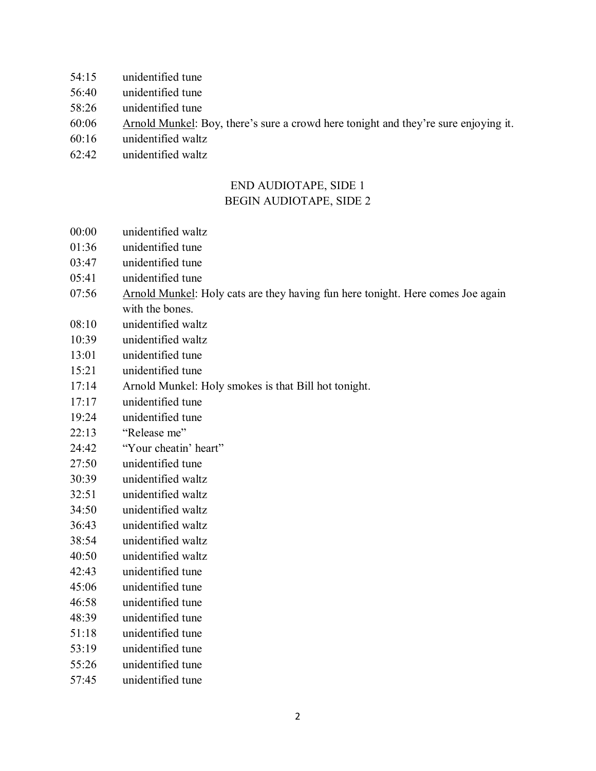54:15 unidentified tune
56:40 unidentified tune
58:26 unidentified tune
60:06 Arnold Munkel: Boy, there's sure a crowd here tonight and they're sure enjoying it.
60:16 unidentified waltz
62:42 unidentified waltz

END AUDIOTAPE, SIDE 1
BEGIN AUDIOTAPE, SIDE 2

00:00 unidentified waltz
01:36 unidentified tune
03:47 unidentified tune
05:41 unidentified tune
07:56 Arnold Munkel: Holy cats are they having fun here tonight. Here comes Joe again with the bones.
08:10 unidentified waltz
10:39 unidentified waltz
13:01 unidentified tune
15:21 unidentified tune
17:14 Arnold Munkel: Holy smokes is that Bill hot tonight.
17:17 unidentified tune
19:24 unidentified tune
22:13 "Release me"
24:42 "Your cheatin' heart"
27:50 unidentified tune
30:39 unidentified waltz
32:51 unidentified waltz
34:50 unidentified waltz
36:43 unidentified waltz
38:54 unidentified waltz
40:50 unidentified waltz
42:43 unidentified tune
45:06 unidentified tune
46:58 unidentified tune
48:39 unidentified tune
51:18 unidentified tune
53:19 unidentified tune
55:26 unidentified tune
57:45 unidentified tune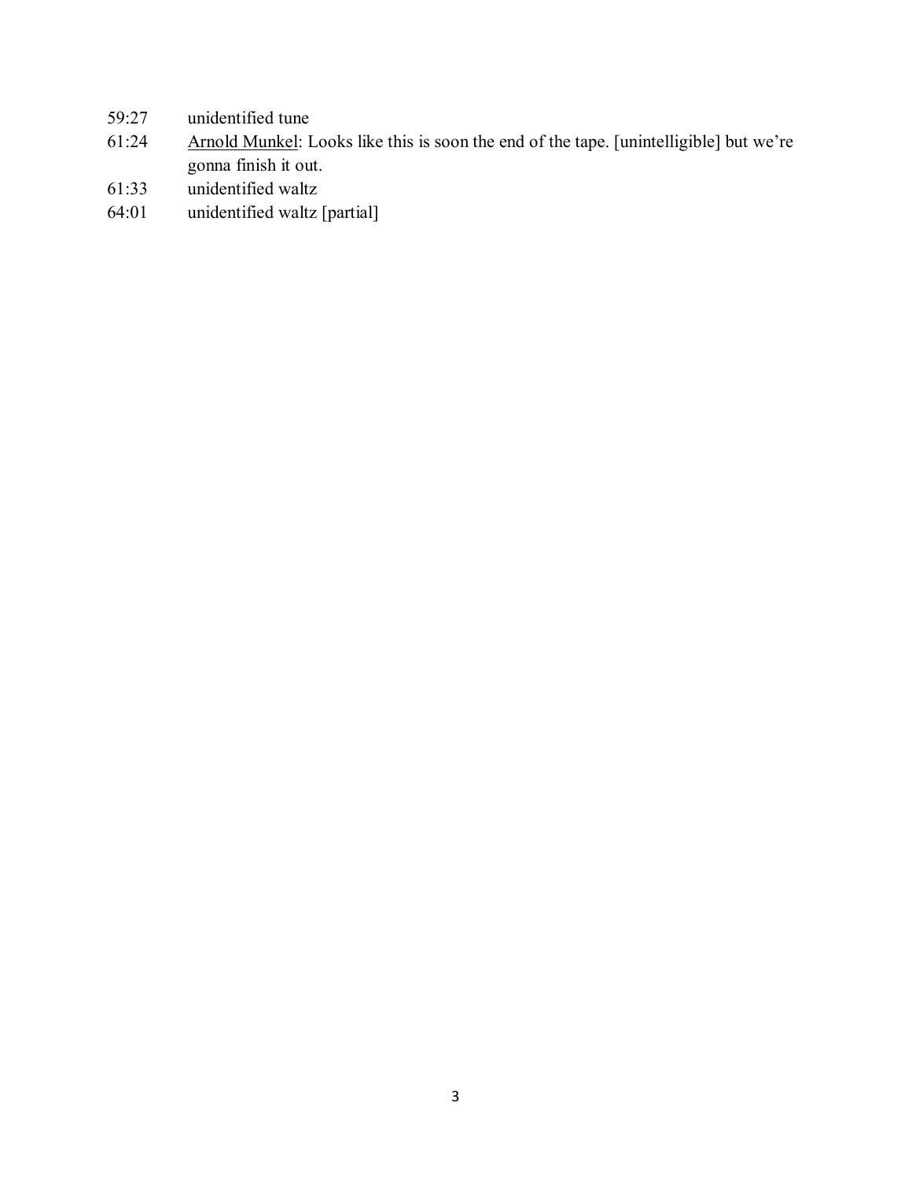59:27 unidentified tune

61:24 Arnold Munkel: Looks like this is soon the end of the tape. [unintelligible] but we're gonna finish it out.

61:33 unidentified waltz

64:01 unidentified waltz [partial]